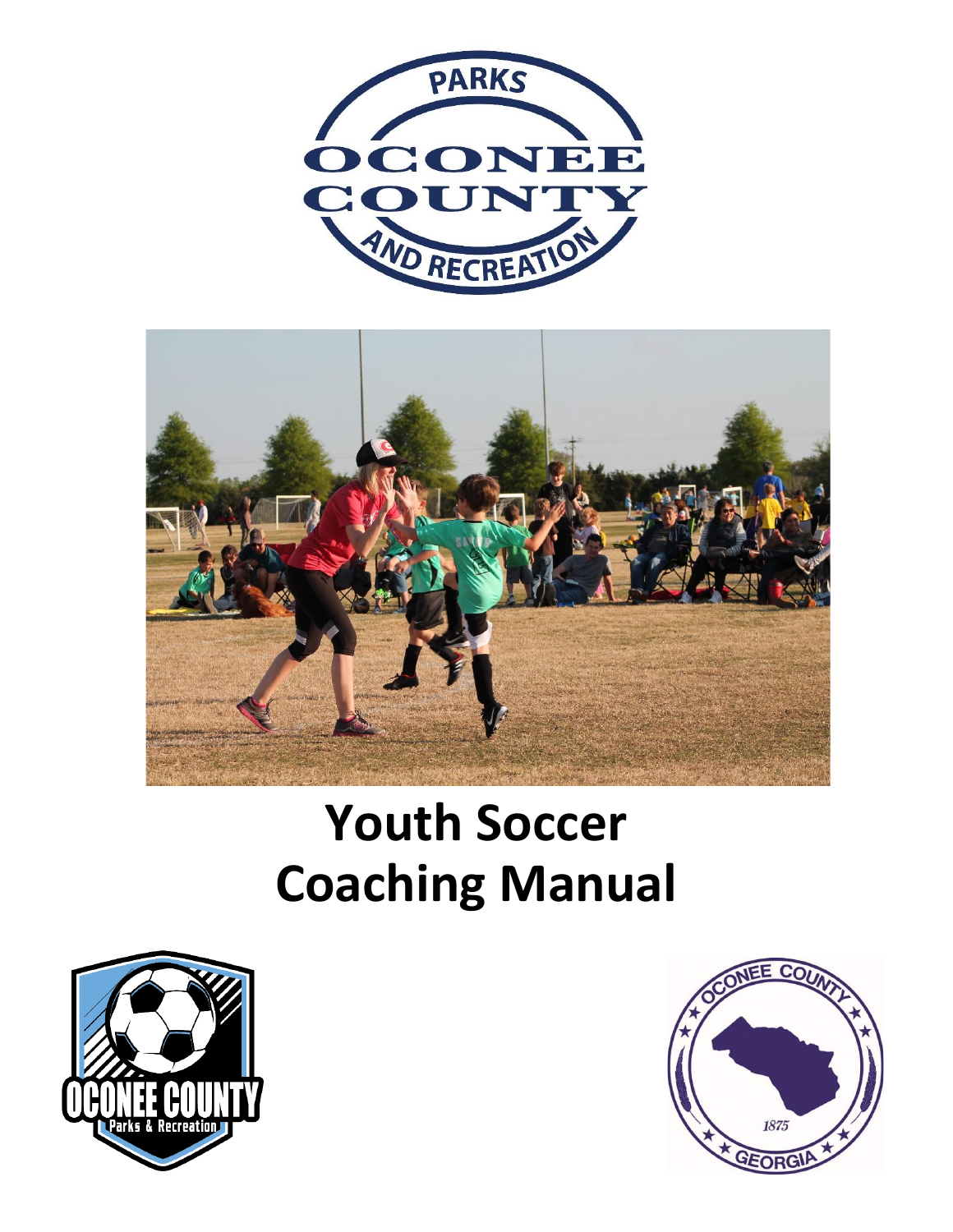# Youth Soccer Coaching Manual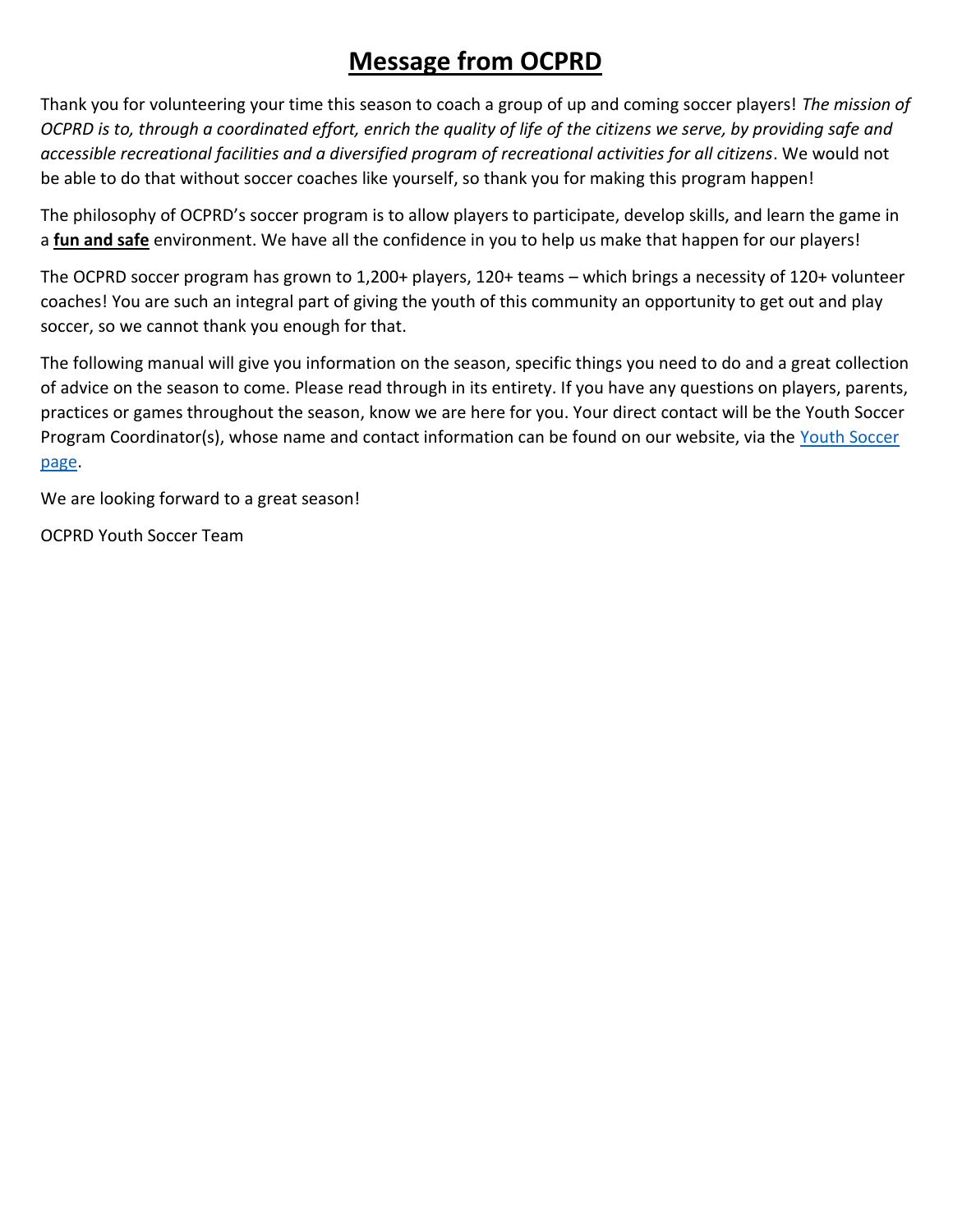# Message from OCPRD

Thank you for volunteering your time this season to coach a group of up and coming soccer players! *The mission of OCPRD is to, through a coordinated effort, enrich the quality of life of the citizens we serve, by providing safe and accessible recreational facilities and a diversified program of recreational activities for all citizens*. We would not be able to do that without soccer coaches like yourself, so thank you for making this program happen!

The philosophy of OCPRD's soccer program is to allow players to participate, develop skills, and learn the game in a **fun and safe** environment. We have all the confidence in you to help us make that happen for our players!

The OCPRD soccer program has grown to 1,200+ players, 120+ teams – which brings a necessity of 120+ volunteer coaches! You are such an integral part of giving the youth of this community an opportunity to get out and play soccer, so we cannot thank you enough for that.

The following manual will give you information on the season, specific things you need to do and a great collection of advice on the season to come. Please read through in its entirety. If you have any questions on players, parents, practices or games throughout the season, know we are here for you. Your direct contact will be the Youth Soccer Program Coordinator(s), whose name and contact information can be found on our website, via the Youth Soccer page.

We are looking forward to a great season!

OCPRD Youth Soccer Team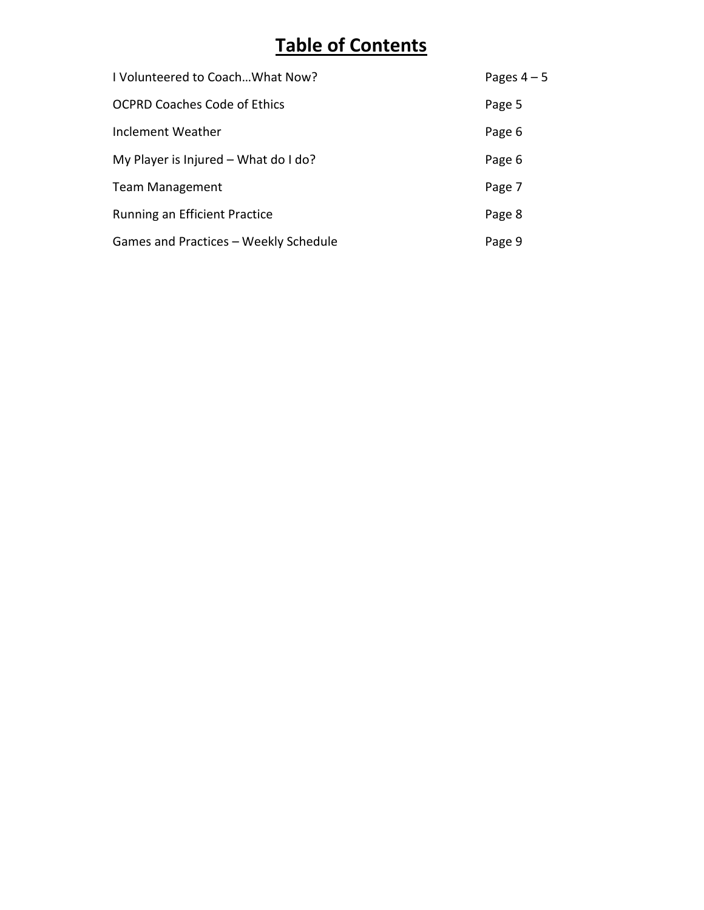# Table of Contents

| | |
|---|---|
| I Volunteered to Coach…What Now? | Pages 4 – 5 |
| OCPRD Coaches Code of Ethics | Page 5 |
| Inclement Weather | Page 6 |
| My Player is Injured – What do I do? | Page 6 |
| Team Management | Page 7 |
| Running an Efficient Practice | Page 8 |
| Games and Practices – Weekly Schedule | Page 9 |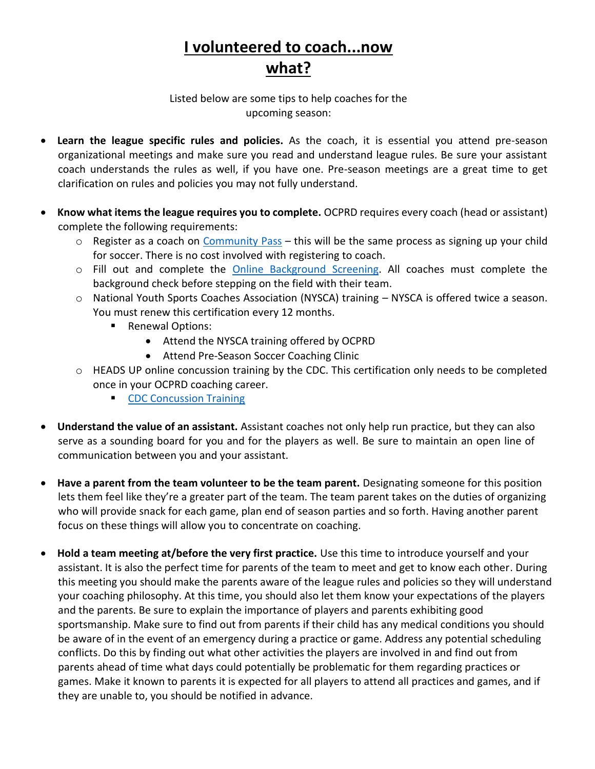# I volunteered to coach...now what?

Listed below are some tips to help coaches for the upcoming season:

- **Learn the league specific rules and policies.** As the coach, it is essential you attend pre-season organizational meetings and make sure you read and understand league rules. Be sure your assistant coach understands the rules as well, if you have one. Pre-season meetings are a great time to get clarification on rules and policies you may not fully understand.
- **Know what items the league requires you to complete.** OCPRD requires every coach (head or assistant) complete the following requirements:
  - Register as a coach on Community Pass – this will be the same process as signing up your child for soccer. There is no cost involved with registering to coach.
  - Fill out and complete the Online Background Screening. All coaches must complete the background check before stepping on the field with their team.
  - National Youth Sports Coaches Association (NYSCA) training – NYSCA is offered twice a season. You must renew this certification every 12 months.
    - Renewal Options:
      - Attend the NYSCA training offered by OCPRD
      - Attend Pre-Season Soccer Coaching Clinic
  - HEADS UP online concussion training by the CDC. This certification only needs to be completed once in your OCPRD coaching career.
    - CDC Concussion Training
- **Understand the value of an assistant.** Assistant coaches not only help run practice, but they can also serve as a sounding board for you and for the players as well. Be sure to maintain an open line of communication between you and your assistant.
- **Have a parent from the team volunteer to be the team parent.** Designating someone for this position lets them feel like they're a greater part of the team. The team parent takes on the duties of organizing who will provide snack for each game, plan end of season parties and so forth. Having another parent focus on these things will allow you to concentrate on coaching.
- **Hold a team meeting at/before the very first practice.** Use this time to introduce yourself and your assistant. It is also the perfect time for parents of the team to meet and get to know each other. During this meeting you should make the parents aware of the league rules and policies so they will understand your coaching philosophy. At this time, you should also let them know your expectations of the players and the parents. Be sure to explain the importance of players and parents exhibiting good sportsmanship. Make sure to find out from parents if their child has any medical conditions you should be aware of in the event of an emergency during a practice or game. Address any potential scheduling conflicts. Do this by finding out what other activities the players are involved in and find out from parents ahead of time what days could potentially be problematic for them regarding practices or games. Make it known to parents it is expected for all players to attend all practices and games, and if they are unable to, you should be notified in advance.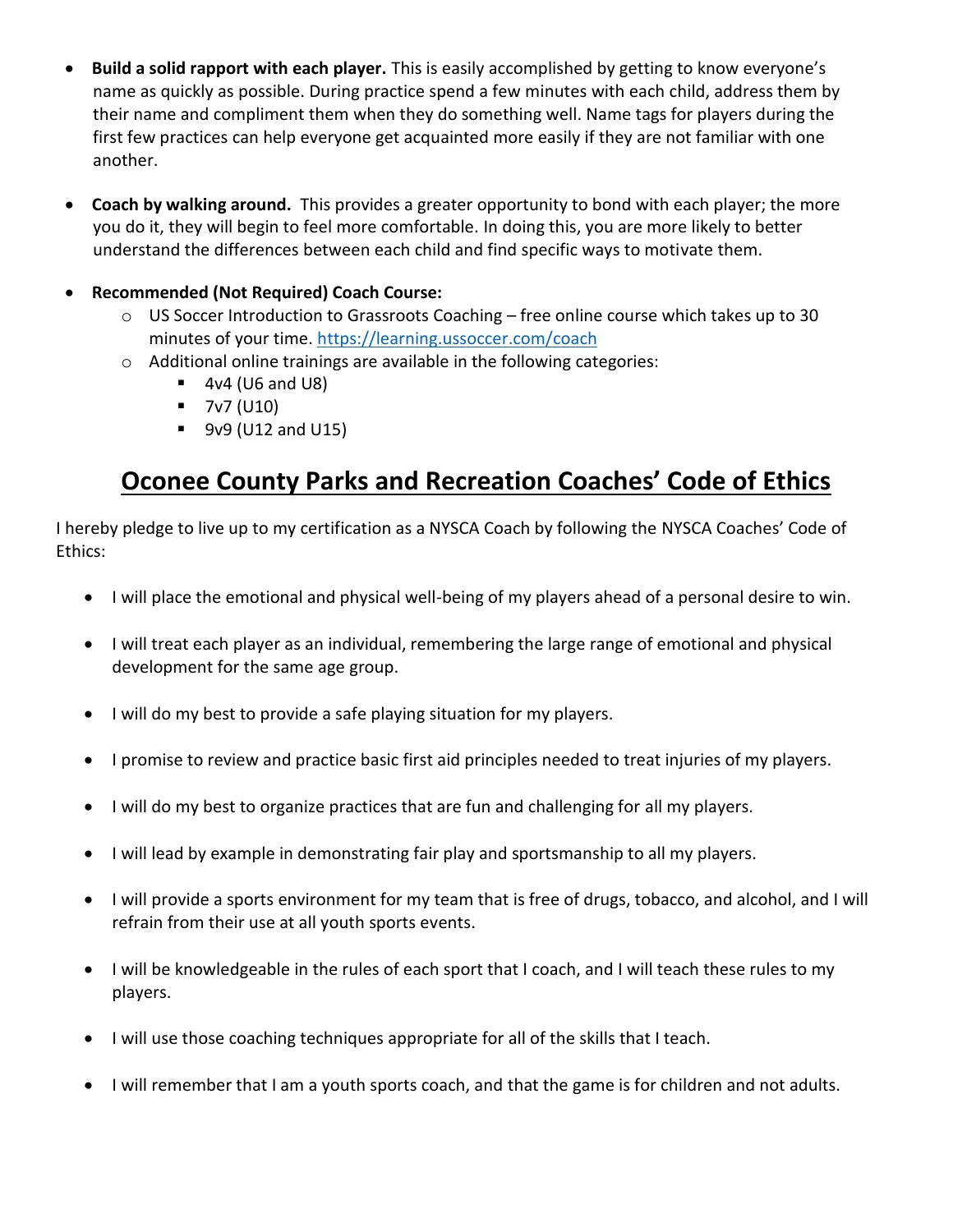- **Build a solid rapport with each player.** This is easily accomplished by getting to know everyone's name as quickly as possible. During practice spend a few minutes with each child, address them by their name and compliment them when they do something well. Name tags for players during the first few practices can help everyone get acquainted more easily if they are not familiar with one another.

- **Coach by walking around.** This provides a greater opportunity to bond with each player; the more you do it, they will begin to feel more comfortable. In doing this, you are more likely to better understand the differences between each child and find specific ways to motivate them.

- **Recommended (Not Required) Coach Course:**
  - US Soccer Introduction to Grassroots Coaching – free online course which takes up to 30 minutes of your time. https://learning.ussoccer.com/coach
  - Additional online trainings are available in the following categories:
    - 4v4 (U6 and U8)
    - 7v7 (U10)
    - 9v9 (U12 and U15)

# Oconee County Parks and Recreation Coaches' Code of Ethics

I hereby pledge to live up to my certification as a NYSCA Coach by following the NYSCA Coaches' Code of Ethics:

- I will place the emotional and physical well-being of my players ahead of a personal desire to win.

- I will treat each player as an individual, remembering the large range of emotional and physical development for the same age group.

- I will do my best to provide a safe playing situation for my players.

- I promise to review and practice basic first aid principles needed to treat injuries of my players.

- I will do my best to organize practices that are fun and challenging for all my players.

- I will lead by example in demonstrating fair play and sportsmanship to all my players.

- I will provide a sports environment for my team that is free of drugs, tobacco, and alcohol, and I will refrain from their use at all youth sports events.

- I will be knowledgeable in the rules of each sport that I coach, and I will teach these rules to my players.

- I will use those coaching techniques appropriate for all of the skills that I teach.

- I will remember that I am a youth sports coach, and that the game is for children and not adults.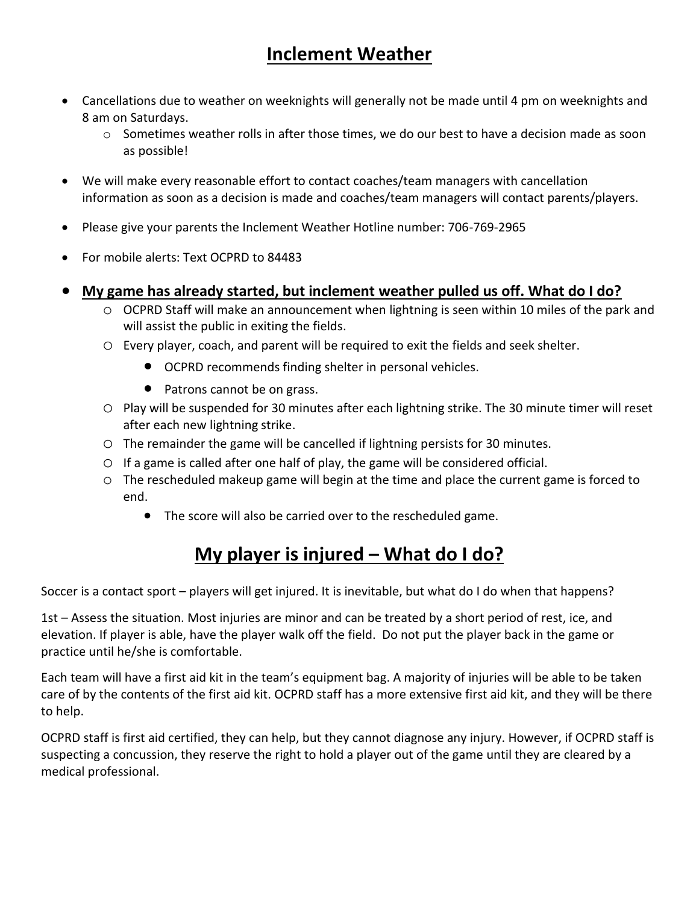# Inclement Weather

- Cancellations due to weather on weeknights will generally not be made until 4 pm on weeknights and 8 am on Saturdays.
  - Sometimes weather rolls in after those times, we do our best to have a decision made as soon as possible!
- We will make every reasonable effort to contact coaches/team managers with cancellation information as soon as a decision is made and coaches/team managers will contact parents/players.
- Please give your parents the Inclement Weather Hotline number: 706-769-2965
- For mobile alerts: Text OCPRD to 84483
- **My game has already started, but inclement weather pulled us off. What do I do?**
  - OCPRD Staff will make an announcement when lightning is seen within 10 miles of the park and will assist the public in exiting the fields.
  - Every player, coach, and parent will be required to exit the fields and seek shelter.
    - OCPRD recommends finding shelter in personal vehicles.
    - Patrons cannot be on grass.
  - Play will be suspended for 30 minutes after each lightning strike. The 30 minute timer will reset after each new lightning strike.
  - The remainder the game will be cancelled if lightning persists for 30 minutes.
  - If a game is called after one half of play, the game will be considered official.
  - The rescheduled makeup game will begin at the time and place the current game is forced to end.
    - The score will also be carried over to the rescheduled game.

# My player is injured – What do I do?

Soccer is a contact sport – players will get injured. It is inevitable, but what do I do when that happens?

1st – Assess the situation. Most injuries are minor and can be treated by a short period of rest, ice, and elevation. If player is able, have the player walk off the field. Do not put the player back in the game or practice until he/she is comfortable.

Each team will have a first aid kit in the team's equipment bag. A majority of injuries will be able to be taken care of by the contents of the first aid kit. OCPRD staff has a more extensive first aid kit, and they will be there to help.

OCPRD staff is first aid certified, they can help, but they cannot diagnose any injury. However, if OCPRD staff is suspecting a concussion, they reserve the right to hold a player out of the game until they are cleared by a medical professional.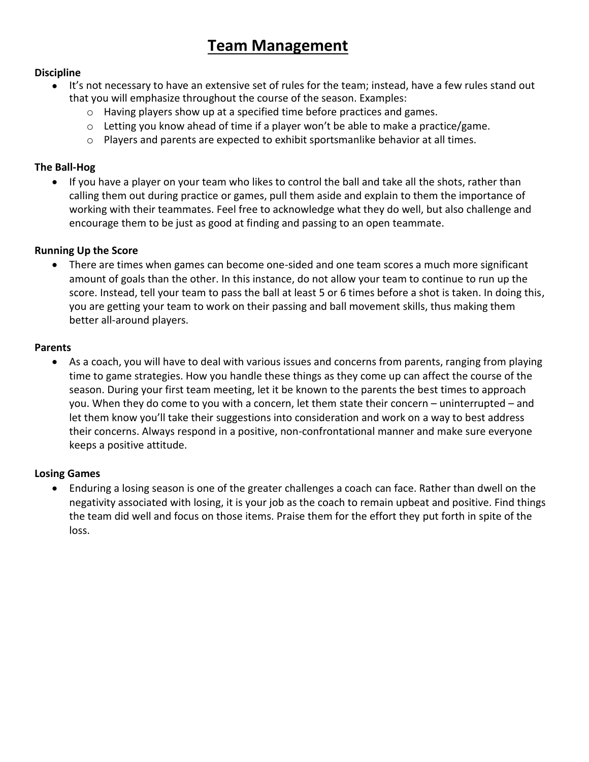# Team Management

**Discipline**

- It's not necessary to have an extensive set of rules for the team; instead, have a few rules stand out that you will emphasize throughout the course of the season. Examples:
    - Having players show up at a specified time before practices and games.
    - Letting you know ahead of time if a player won't be able to make a practice/game.
    - Players and parents are expected to exhibit sportsmanlike behavior at all times.

**The Ball-Hog**

- If you have a player on your team who likes to control the ball and take all the shots, rather than calling them out during practice or games, pull them aside and explain to them the importance of working with their teammates. Feel free to acknowledge what they do well, but also challenge and encourage them to be just as good at finding and passing to an open teammate.

**Running Up the Score**

- There are times when games can become one-sided and one team scores a much more significant amount of goals than the other. In this instance, do not allow your team to continue to run up the score. Instead, tell your team to pass the ball at least 5 or 6 times before a shot is taken. In doing this, you are getting your team to work on their passing and ball movement skills, thus making them better all-around players.

**Parents**

- As a coach, you will have to deal with various issues and concerns from parents, ranging from playing time to game strategies. How you handle these things as they come up can affect the course of the season. During your first team meeting, let it be known to the parents the best times to approach you. When they do come to you with a concern, let them state their concern – uninterrupted – and let them know you'll take their suggestions into consideration and work on a way to best address their concerns. Always respond in a positive, non-confrontational manner and make sure everyone keeps a positive attitude.

**Losing Games**

- Enduring a losing season is one of the greater challenges a coach can face. Rather than dwell on the negativity associated with losing, it is your job as the coach to remain upbeat and positive. Find things the team did well and focus on those items. Praise them for the effort they put forth in spite of the loss.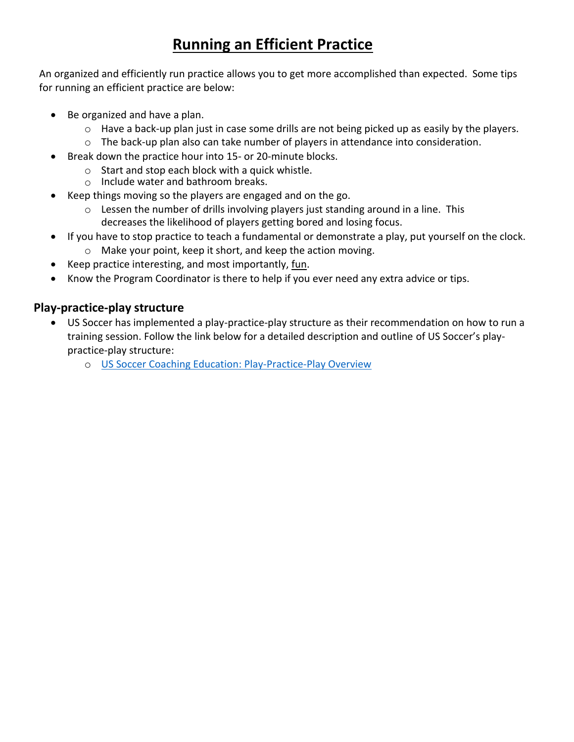# Running an Efficient Practice

An organized and efficiently run practice allows you to get more accomplished than expected. Some tips for running an efficient practice are below:

- Be organized and have a plan.
  - Have a back-up plan just in case some drills are not being picked up as easily by the players.
  - The back-up plan also can take number of players in attendance into consideration.
- Break down the practice hour into 15- or 20-minute blocks.
  - Start and stop each block with a quick whistle.
  - Include water and bathroom breaks.
- Keep things moving so the players are engaged and on the go.
  - Lessen the number of drills involving players just standing around in a line. This decreases the likelihood of players getting bored and losing focus.
- If you have to stop practice to teach a fundamental or demonstrate a play, put yourself on the clock.
  - Make your point, keep it short, and keep the action moving.
- Keep practice interesting, and most importantly, <u>fun</u>.
- Know the Program Coordinator is there to help if you ever need any extra advice or tips.

## Play-practice-play structure

- US Soccer has implemented a play-practice-play structure as their recommendation on how to run a training session. Follow the link below for a detailed description and outline of US Soccer's play-practice-play structure:
  - [US Soccer Coaching Education: Play-Practice-Play Overview]()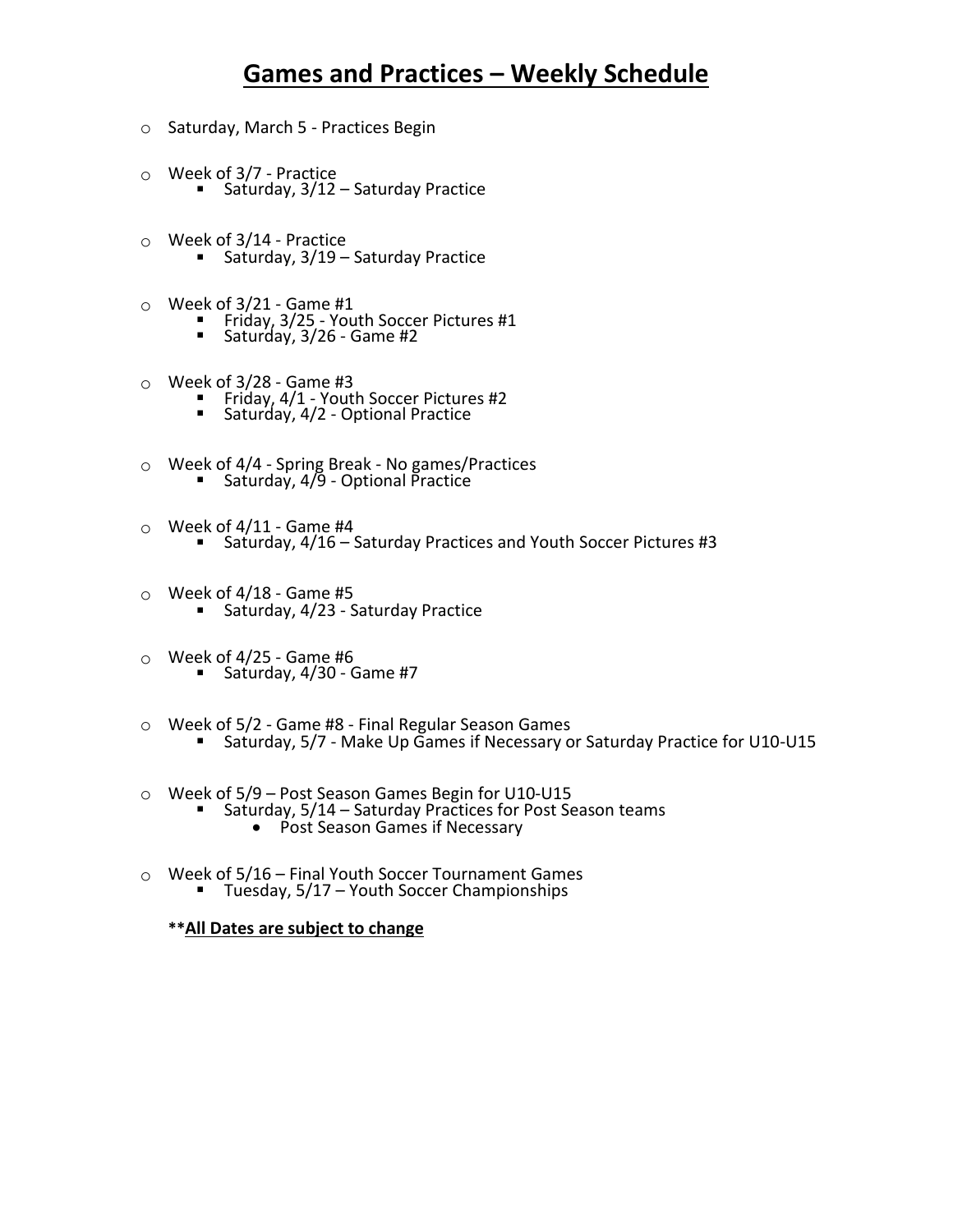# Games and Practices – Weekly Schedule

- Saturday, March 5 - Practices Begin
- Week of 3/7 - Practice
  - Saturday, 3/12 – Saturday Practice
- Week of 3/14 - Practice
  - Saturday, 3/19 – Saturday Practice
- Week of 3/21 - Game #1
  - Friday, 3/25 - Youth Soccer Pictures #1
  - Saturday, 3/26 - Game #2
- Week of 3/28 - Game #3
  - Friday, 4/1 - Youth Soccer Pictures #2
  - Saturday, 4/2 - Optional Practice
- Week of 4/4 - Spring Break - No games/Practices
  - Saturday, 4/9 - Optional Practice
- Week of 4/11 - Game #4
  - Saturday, 4/16 – Saturday Practices and Youth Soccer Pictures #3
- Week of 4/18 - Game #5
  - Saturday, 4/23 - Saturday Practice
- Week of 4/25 - Game #6
  - Saturday, 4/30 - Game #7
- Week of 5/2 - Game #8 - Final Regular Season Games
  - Saturday, 5/7 - Make Up Games if Necessary or Saturday Practice for U10-U15
- Week of 5/9 – Post Season Games Begin for U10-U15
  - Saturday, 5/14 – Saturday Practices for Post Season teams
    - Post Season Games if Necessary
- Week of 5/16 – Final Youth Soccer Tournament Games
  - Tuesday, 5/17 – Youth Soccer Championships

**<u>All Dates are subject to change</u>